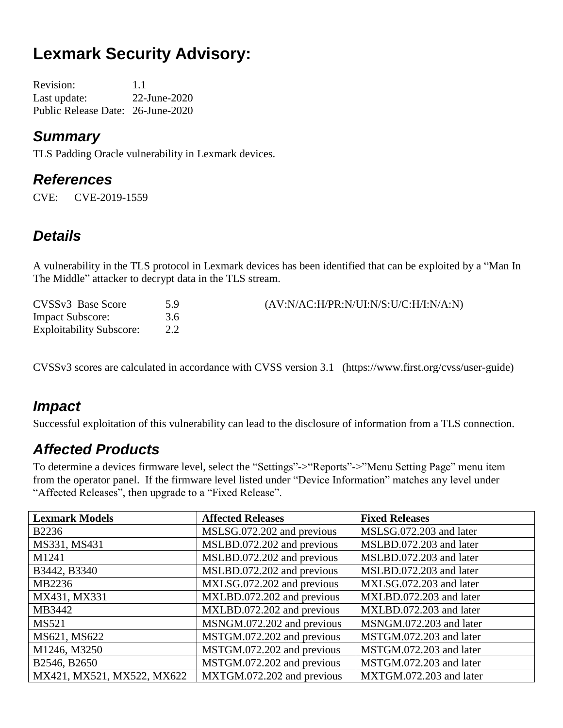# Lexmark Security Advisory:

Revision: 1.1
Last update: 22-June-2020
Public Release Date: 26-June-2020

## *Summary*

TLS Padding Oracle vulnerability in Lexmark devices.

## *References*

CVE: CVE-2019-1559

## *Details*

A vulnerability in the TLS protocol in Lexmark devices has been identified that can be exploited by a "Man In The Middle" attacker to decrypt data in the TLS stream.

CVSSv3 Base Score 5.9 (AV:N/AC:H/PR:N/UI:N/S:U/C:H/I:N/A:N)
Impact Subscore: 3.6
Exploitability Subscore: 2.2

CVSSv3 scores are calculated in accordance with CVSS version 3.1 (https://www.first.org/cvss/user-guide)

## *Impact*

Successful exploitation of this vulnerability can lead to the disclosure of information from a TLS connection.

## *Affected Products*

To determine a devices firmware level, select the "Settings"->"Reports"->"Menu Setting Page" menu item from the operator panel. If the firmware level listed under "Device Information" matches any level under "Affected Releases", then upgrade to a "Fixed Release".

| **Lexmark Models** | **Affected Releases** | **Fixed Releases** |
|---|---|---|
| B2236 | MSLSG.072.202 and previous | MSLSG.072.203 and later |
| MS331, MS431 | MSLBD.072.202 and previous | MSLBD.072.203 and later |
| M1241 | MSLBD.072.202 and previous | MSLBD.072.203 and later |
| B3442, B3340 | MSLBD.072.202 and previous | MSLBD.072.203 and later |
| MB2236 | MXLSG.072.202 and previous | MXLSG.072.203 and later |
| MX431, MX331 | MXLBD.072.202 and previous | MXLBD.072.203 and later |
| MB3442 | MXLBD.072.202 and previous | MXLBD.072.203 and later |
| MS521 | MSNGM.072.202 and previous | MSNGM.072.203 and later |
| MS621, MS622 | MSTGM.072.202 and previous | MSTGM.072.203 and later |
| M1246, M3250 | MSTGM.072.202 and previous | MSTGM.072.203 and later |
| B2546, B2650 | MSTGM.072.202 and previous | MSTGM.072.203 and later |
| MX421, MX521, MX522, MX622 | MXTGM.072.202 and previous | MXTGM.072.203 and later |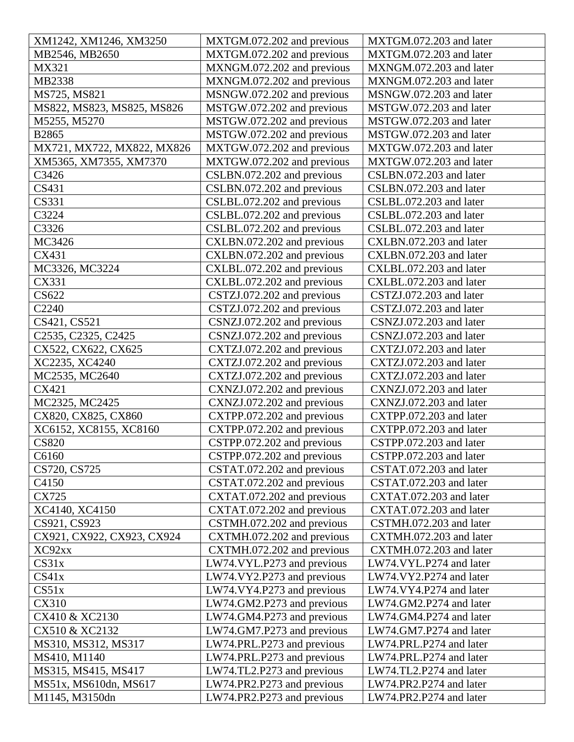| XM1242, XM1246, XM3250 | MXTGM.072.202 and previous | MXTGM.072.203 and later |
|---|---|---|
| MB2546, MB2650 | MXTGM.072.202 and previous | MXTGM.072.203 and later |
| MX321 | MXNGM.072.202 and previous | MXNGM.072.203 and later |
| MB2338 | MXNGM.072.202 and previous | MXNGM.072.203 and later |
| MS725, MS821 | MSNGW.072.202 and previous | MSNGW.072.203 and later |
| MS822, MS823, MS825, MS826 | MSTGW.072.202 and previous | MSTGW.072.203 and later |
| M5255, M5270 | MSTGW.072.202 and previous | MSTGW.072.203 and later |
| B2865 | MSTGW.072.202 and previous | MSTGW.072.203 and later |
| MX721, MX722, MX822, MX826 | MXTGW.072.202 and previous | MXTGW.072.203 and later |
| XM5365, XM7355, XM7370 | MXTGW.072.202 and previous | MXTGW.072.203 and later |
| C3426 | CSLBN.072.202 and previous | CSLBN.072.203 and later |
| CS431 | CSLBN.072.202 and previous | CSLBN.072.203 and later |
| CS331 | CSLBL.072.202 and previous | CSLBL.072.203 and later |
| C3224 | CSLBL.072.202 and previous | CSLBL.072.203 and later |
| C3326 | CSLBL.072.202 and previous | CSLBL.072.203 and later |
| MC3426 | CXLBN.072.202 and previous | CXLBN.072.203 and later |
| CX431 | CXLBN.072.202 and previous | CXLBN.072.203 and later |
| MC3326, MC3224 | CXLBL.072.202 and previous | CXLBL.072.203 and later |
| CX331 | CXLBL.072.202 and previous | CXLBL.072.203 and later |
| CS622 | CSTZJ.072.202 and previous | CSTZJ.072.203 and later |
| C2240 | CSTZJ.072.202 and previous | CSTZJ.072.203 and later |
| CS421, CS521 | CSNZJ.072.202 and previous | CSNZJ.072.203 and later |
| C2535, C2325, C2425 | CSNZJ.072.202 and previous | CSNZJ.072.203 and later |
| CX522, CX622, CX625 | CXTZJ.072.202 and previous | CXTZJ.072.203 and later |
| XC2235, XC4240 | CXTZJ.072.202 and previous | CXTZJ.072.203 and later |
| MC2535, MC2640 | CXTZJ.072.202 and previous | CXTZJ.072.203 and later |
| CX421 | CXNZJ.072.202 and previous | CXNZJ.072.203 and later |
| MC2325, MC2425 | CXNZJ.072.202 and previous | CXNZJ.072.203 and later |
| CX820, CX825, CX860 | CXTPP.072.202 and previous | CXTPP.072.203 and later |
| XC6152, XC8155, XC8160 | CXTPP.072.202 and previous | CXTPP.072.203 and later |
| CS820 | CSTPP.072.202 and previous | CSTPP.072.203 and later |
| C6160 | CSTPP.072.202 and previous | CSTPP.072.203 and later |
| CS720, CS725 | CSTAT.072.202 and previous | CSTAT.072.203 and later |
| C4150 | CSTAT.072.202 and previous | CSTAT.072.203 and later |
| CX725 | CXTAT.072.202 and previous | CXTAT.072.203 and later |
| XC4140, XC4150 | CXTAT.072.202 and previous | CXTAT.072.203 and later |
| CS921, CS923 | CSTMH.072.202 and previous | CSTMH.072.203 and later |
| CX921, CX922, CX923, CX924 | CXTMH.072.202 and previous | CXTMH.072.203 and later |
| XC92xx | CXTMH.072.202 and previous | CXTMH.072.203 and later |
| CS31x | LW74.VYL.P273 and previous | LW74.VYL.P274 and later |
| CS41x | LW74.VY2.P273 and previous | LW74.VY2.P274 and later |
| CS51x | LW74.VY4.P273 and previous | LW74.VY4.P274 and later |
| CX310 | LW74.GM2.P273 and previous | LW74.GM2.P274 and later |
| CX410 & XC2130 | LW74.GM4.P273 and previous | LW74.GM4.P274 and later |
| CX510 & XC2132 | LW74.GM7.P273 and previous | LW74.GM7.P274 and later |
| MS310, MS312, MS317 | LW74.PRL.P273 and previous | LW74.PRL.P274 and later |
| MS410, M1140 | LW74.PRL.P273 and previous | LW74.PRL.P274 and later |
| MS315, MS415, MS417 | LW74.TL2.P273 and previous | LW74.TL2.P274 and later |
| MS51x, MS610dn, MS617 | LW74.PR2.P273 and previous | LW74.PR2.P274 and later |
| M1145, M3150dn | LW74.PR2.P273 and previous | LW74.PR2.P274 and later |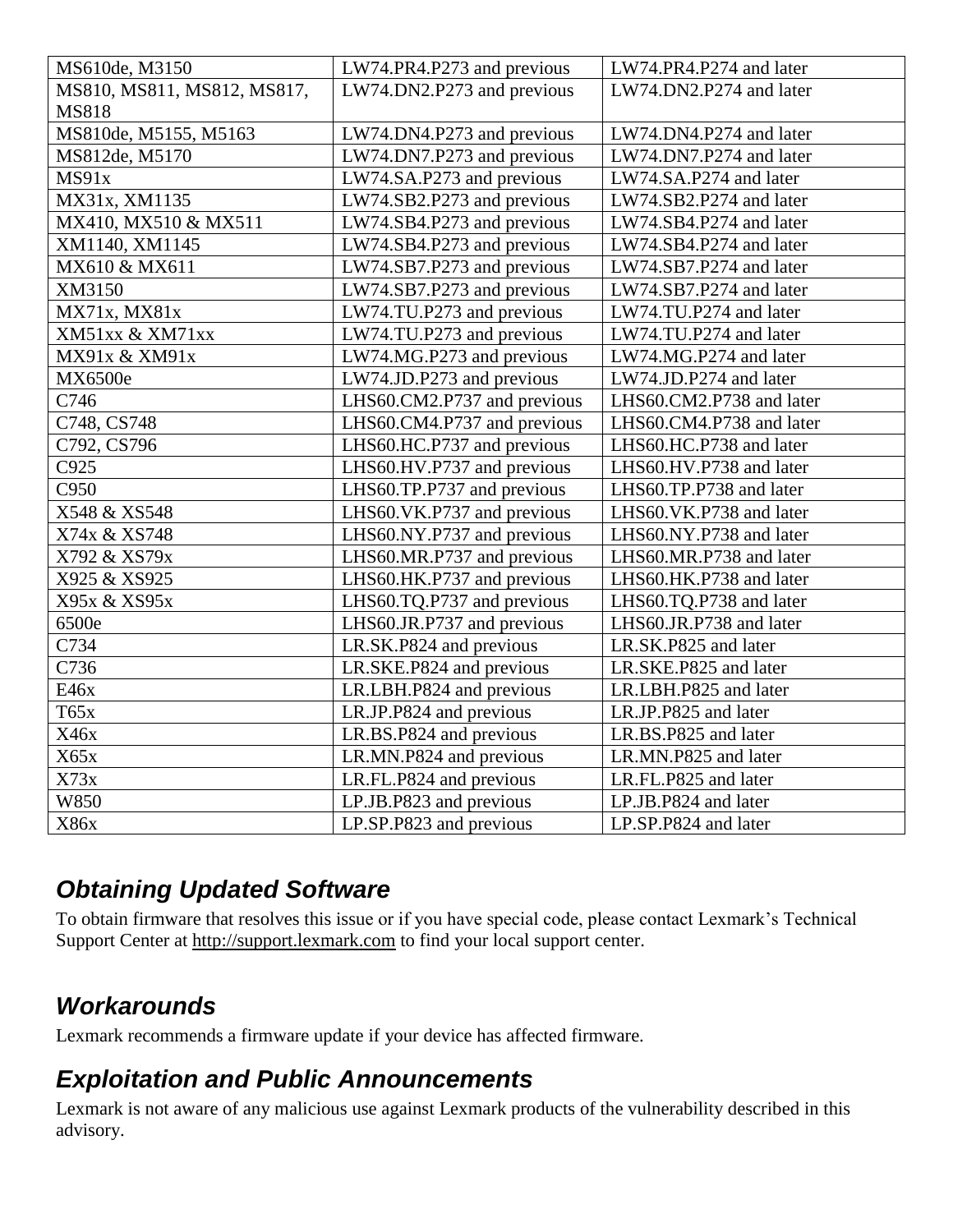| | | |
|---|---|---|
| MS610de, M3150 | LW74.PR4.P273 and previous | LW74.PR4.P274 and later |
| MS810, MS811, MS812, MS817, MS818 | LW74.DN2.P273 and previous | LW74.DN2.P274 and later |
| MS810de, M5155, M5163 | LW74.DN4.P273 and previous | LW74.DN4.P274 and later |
| MS812de, M5170 | LW74.DN7.P273 and previous | LW74.DN7.P274 and later |
| MS91x | LW74.SA.P273 and previous | LW74.SA.P274 and later |
| MX31x, XM1135 | LW74.SB2.P273 and previous | LW74.SB2.P274 and later |
| MX410, MX510 & MX511 | LW74.SB4.P273 and previous | LW74.SB4.P274 and later |
| XM1140, XM1145 | LW74.SB4.P273 and previous | LW74.SB4.P274 and later |
| MX610 & MX611 | LW74.SB7.P273 and previous | LW74.SB7.P274 and later |
| XM3150 | LW74.SB7.P273 and previous | LW74.SB7.P274 and later |
| MX71x, MX81x | LW74.TU.P273 and previous | LW74.TU.P274 and later |
| XM51xx & XM71xx | LW74.TU.P273 and previous | LW74.TU.P274 and later |
| MX91x & XM91x | LW74.MG.P273 and previous | LW74.MG.P274 and later |
| MX6500e | LW74.JD.P273 and previous | LW74.JD.P274 and later |
| C746 | LHS60.CM2.P737 and previous | LHS60.CM2.P738 and later |
| C748, CS748 | LHS60.CM4.P737 and previous | LHS60.CM4.P738 and later |
| C792, CS796 | LHS60.HC.P737 and previous | LHS60.HC.P738 and later |
| C925 | LHS60.HV.P737 and previous | LHS60.HV.P738 and later |
| C950 | LHS60.TP.P737 and previous | LHS60.TP.P738 and later |
| X548 & XS548 | LHS60.VK.P737 and previous | LHS60.VK.P738 and later |
| X74x & XS748 | LHS60.NY.P737 and previous | LHS60.NY.P738 and later |
| X792 & XS79x | LHS60.MR.P737 and previous | LHS60.MR.P738 and later |
| X925 & XS925 | LHS60.HK.P737 and previous | LHS60.HK.P738 and later |
| X95x & XS95x | LHS60.TQ.P737 and previous | LHS60.TQ.P738 and later |
| 6500e | LHS60.JR.P737 and previous | LHS60.JR.P738 and later |
| C734 | LR.SK.P824 and previous | LR.SK.P825 and later |
| C736 | LR.SKE.P824 and previous | LR.SKE.P825 and later |
| E46x | LR.LBH.P824 and previous | LR.LBH.P825 and later |
| T65x | LR.JP.P824 and previous | LR.JP.P825 and later |
| X46x | LR.BS.P824 and previous | LR.BS.P825 and later |
| X65x | LR.MN.P824 and previous | LR.MN.P825 and later |
| X73x | LR.FL.P824 and previous | LR.FL.P825 and later |
| W850 | LP.JB.P823 and previous | LP.JB.P824 and later |
| X86x | LP.SP.P823 and previous | LP.SP.P824 and later |

## *Obtaining Updated Software*

To obtain firmware that resolves this issue or if you have special code, please contact Lexmark's Technical Support Center at http://support.lexmark.com to find your local support center.

## *Workarounds*

Lexmark recommends a firmware update if your device has affected firmware.

## *Exploitation and Public Announcements*

Lexmark is not aware of any malicious use against Lexmark products of the vulnerability described in this advisory.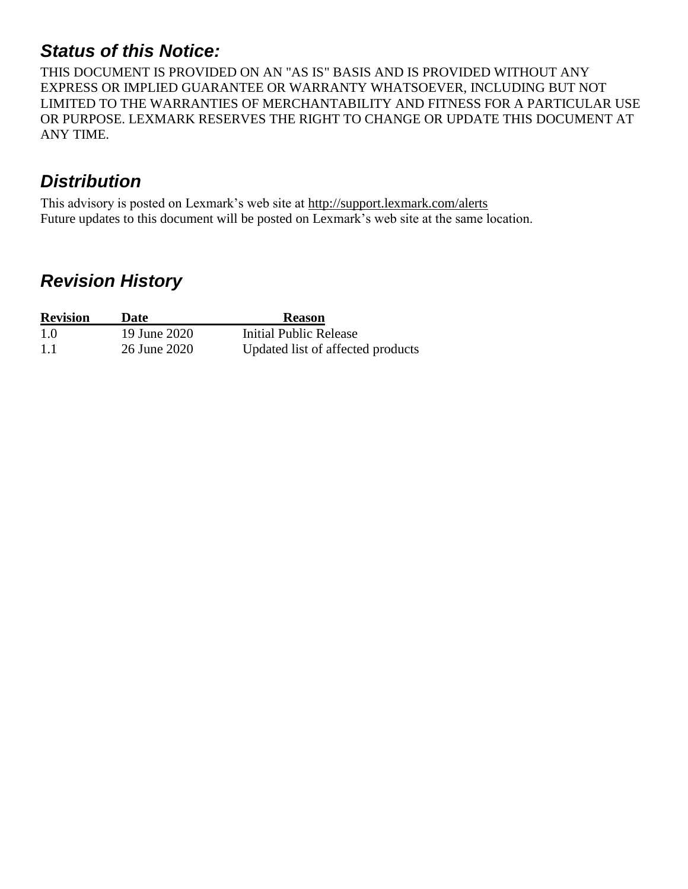## *Status of this Notice:*

THIS DOCUMENT IS PROVIDED ON AN "AS IS" BASIS AND IS PROVIDED WITHOUT ANY EXPRESS OR IMPLIED GUARANTEE OR WARRANTY WHATSOEVER, INCLUDING BUT NOT LIMITED TO THE WARRANTIES OF MERCHANTABILITY AND FITNESS FOR A PARTICULAR USE OR PURPOSE. LEXMARK RESERVES THE RIGHT TO CHANGE OR UPDATE THIS DOCUMENT AT ANY TIME.

## *Distribution*

This advisory is posted on Lexmark's web site at http://support.lexmark.com/alerts
Future updates to this document will be posted on Lexmark's web site at the same location.

## *Revision History*

| Revision | Date | Reason |
|---|---|---|
| 1.0 | 19 June 2020 | Initial Public Release |
| 1.1 | 26 June 2020 | Updated list of affected products |